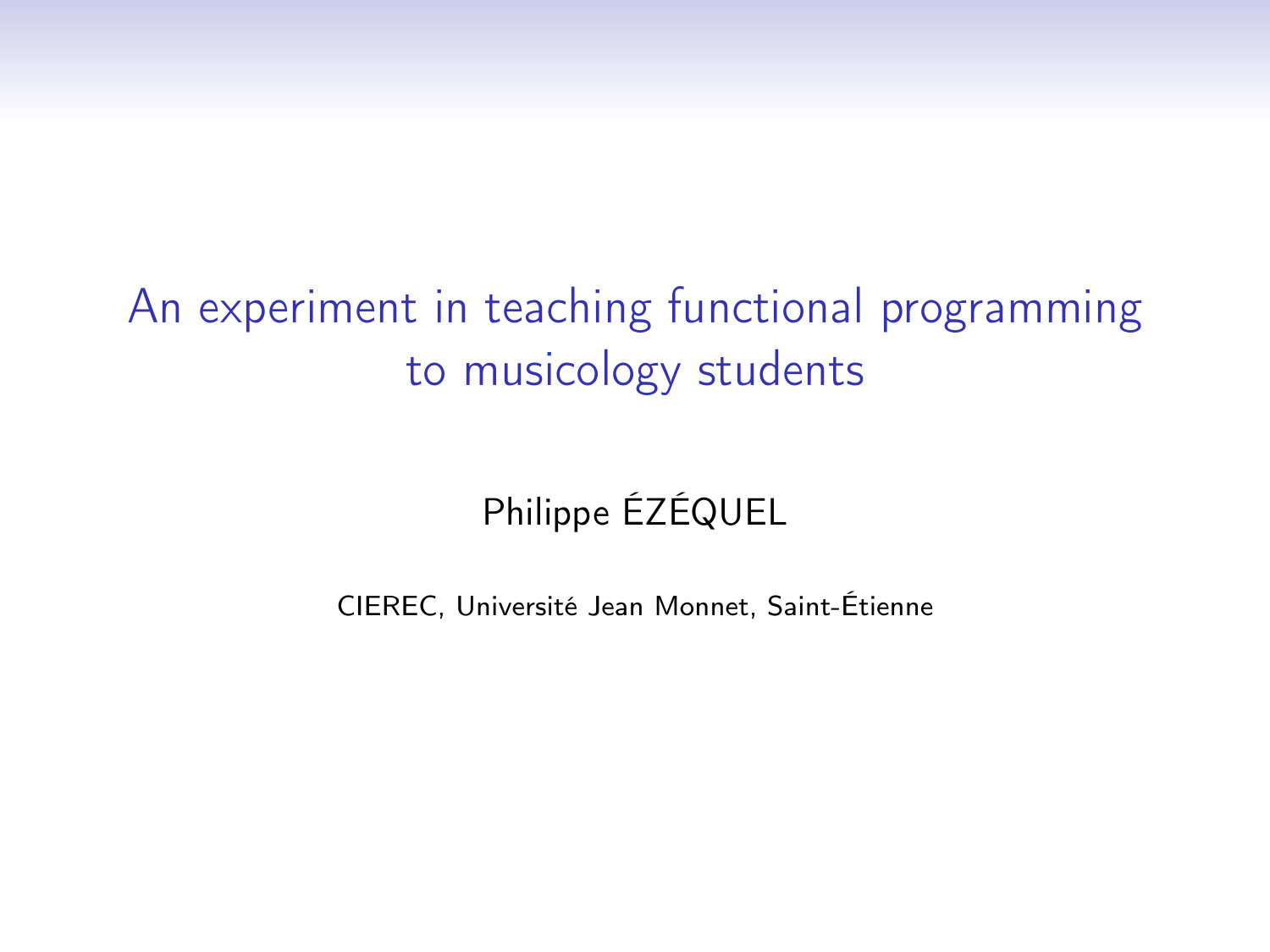# An experiment in teaching functional programming to musicology students

Philippe ÉZÉQUEL

CIEREC, Université Jean Monnet, Saint-Étienne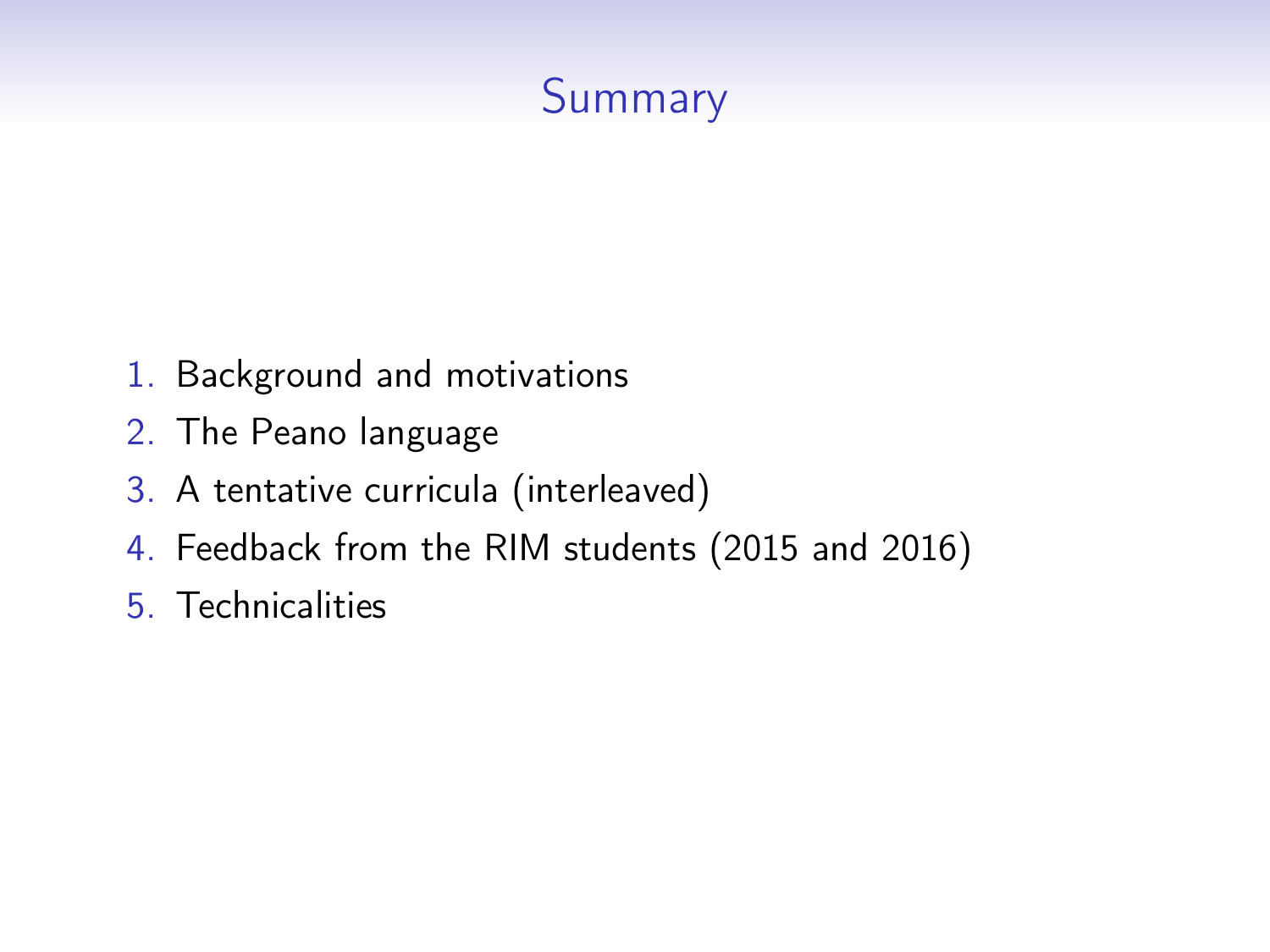# Summary

1. Background and motivations
2. The Peano language
3. A tentative curricula (interleaved)
4. Feedback from the RIM students (2015 and 2016)
5. Technicalities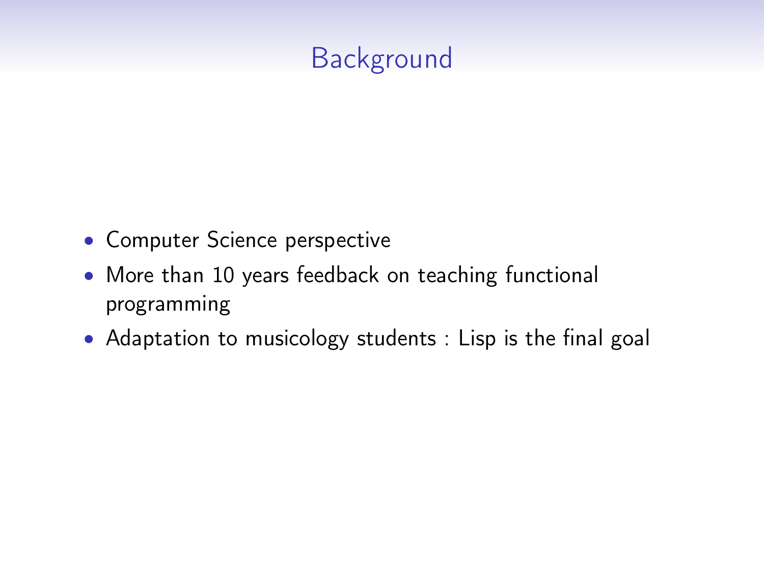# Background

- Computer Science perspective
- More than 10 years feedback on teaching functional programming
- Adaptation to musicology students : Lisp is the final goal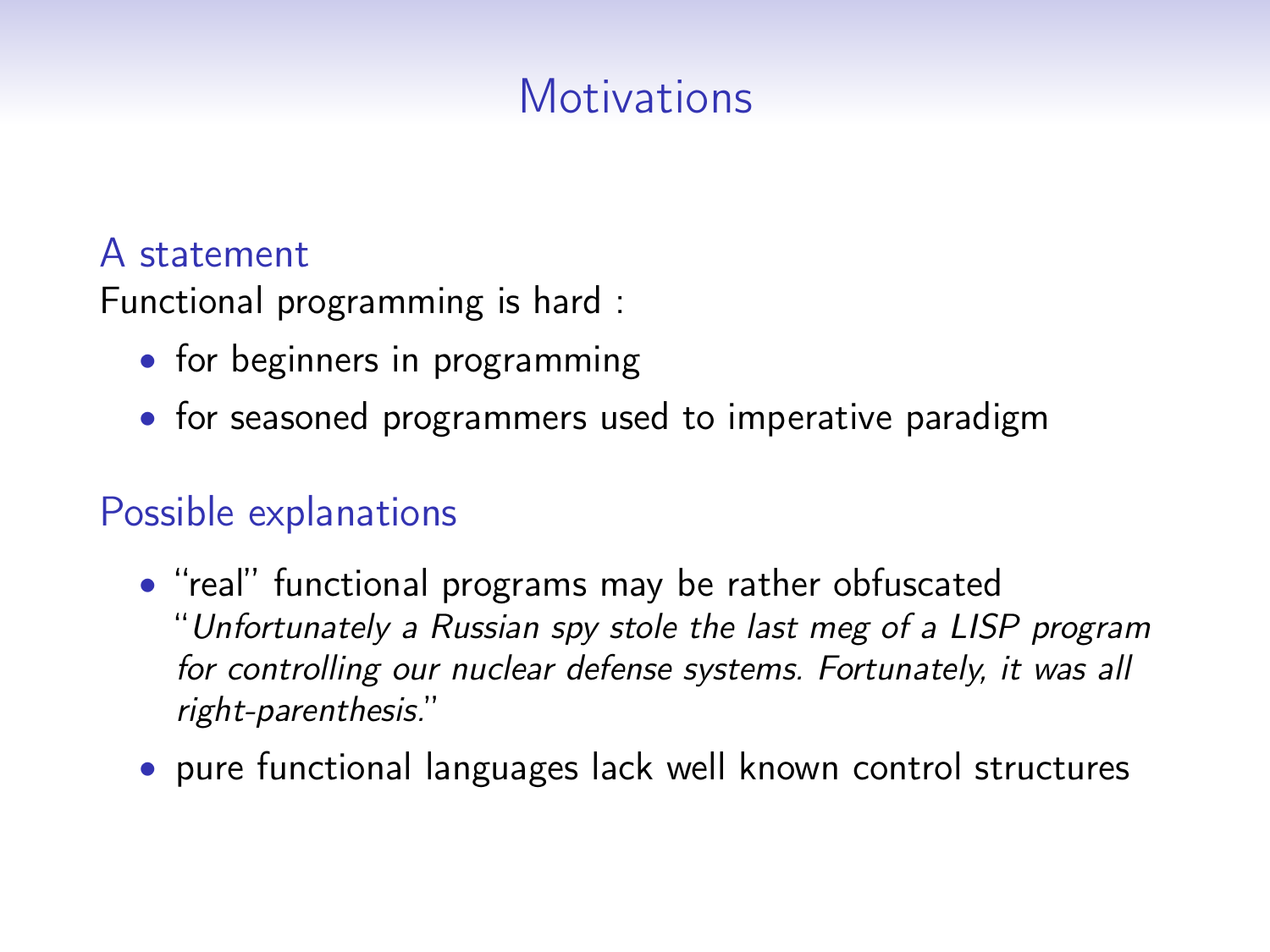# Motivations

### A statement

Functional programming is hard :

- for beginners in programming
- for seasoned programmers used to imperative paradigm

### Possible explanations

- "real" functional programs may be rather obfuscated
  "*Unfortunately a Russian spy stole the last meg of a LISP program for controlling our nuclear defense systems. Fortunately, it was all right-parenthesis.*"
- pure functional languages lack well known control structures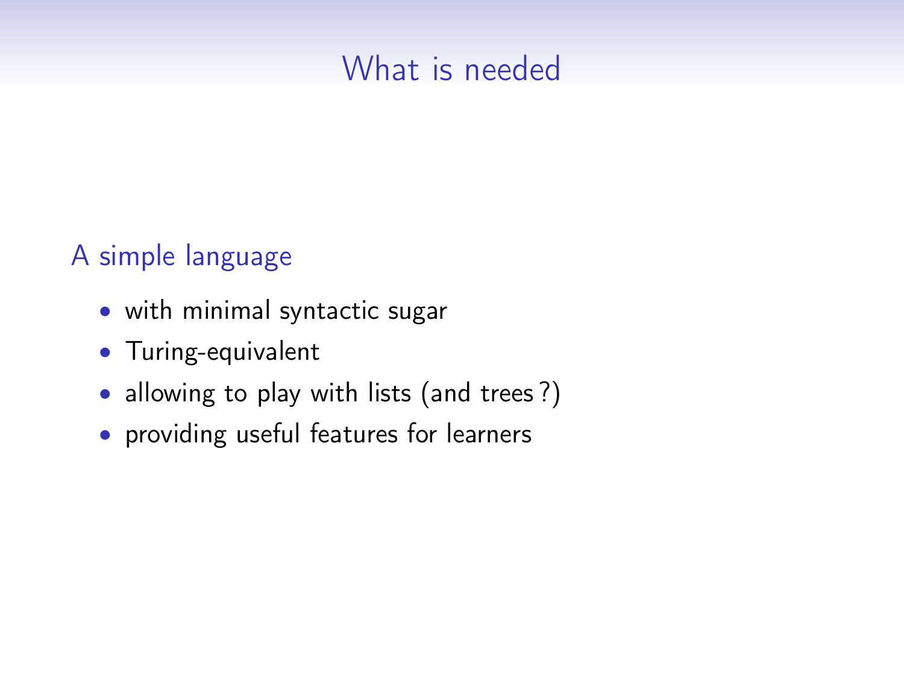# What is needed

## A simple language

- with minimal syntactic sugar
- Turing-equivalent
- allowing to play with lists (and trees ?)
- providing useful features for learners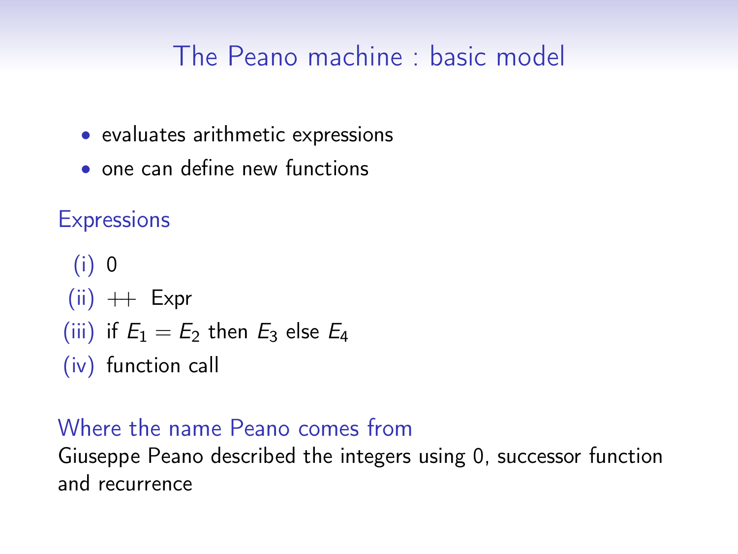# The Peano machine : basic model

- evaluates arithmetic expressions
- one can define new functions

## Expressions

(i) 0

(ii) $++$ Expr

(iii) if $E_1 = E_2$ then $E_3$ else $E_4$

(iv) function call

## Where the name Peano comes from

Giuseppe Peano described the integers using 0, successor function and recurrence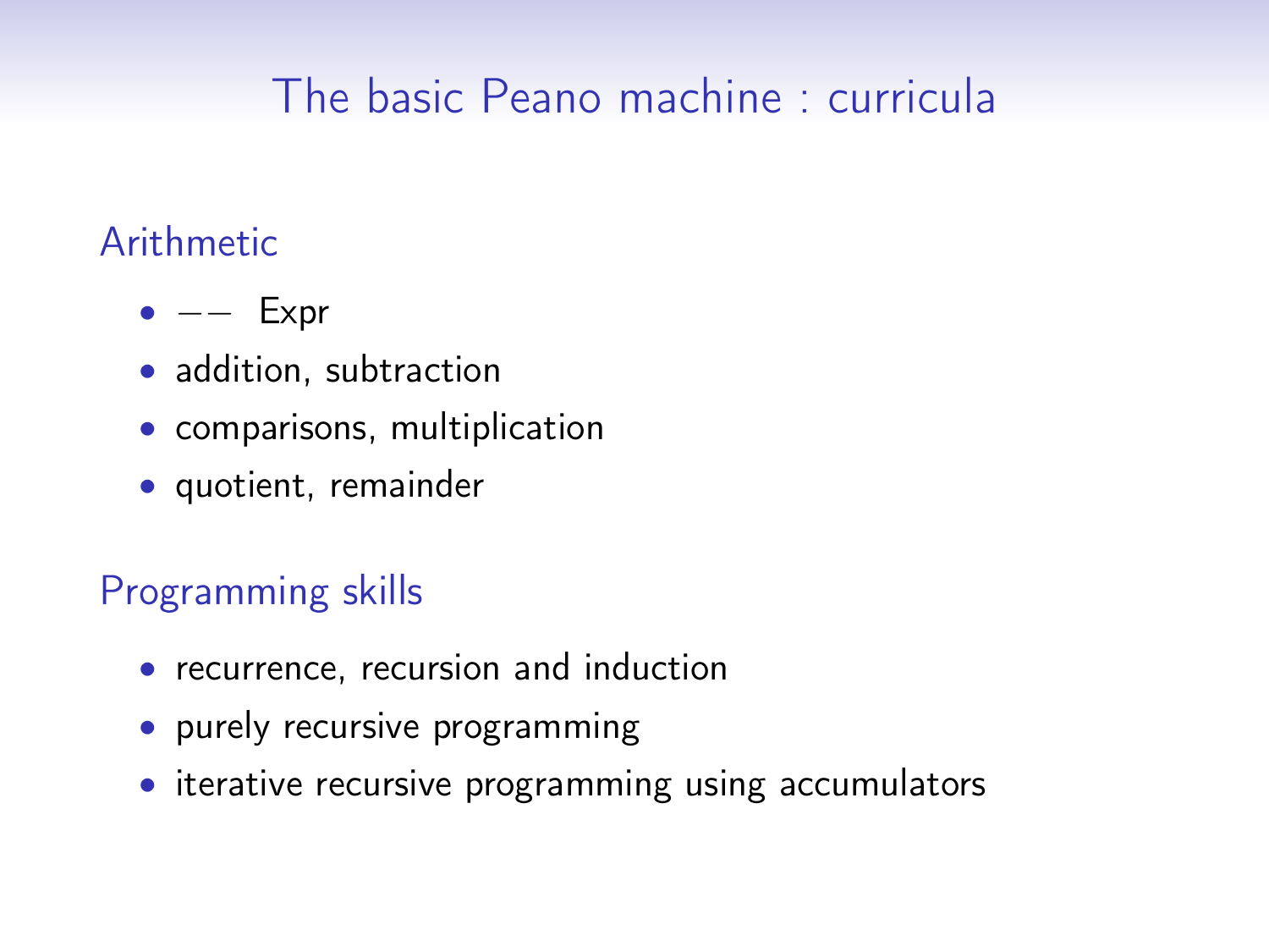# The basic Peano machine : curricula

## Arithmetic

- $--$ Expr
- addition, subtraction
- comparisons, multiplication
- quotient, remainder

## Programming skills

- recurrence, recursion and induction
- purely recursive programming
- iterative recursive programming using accumulators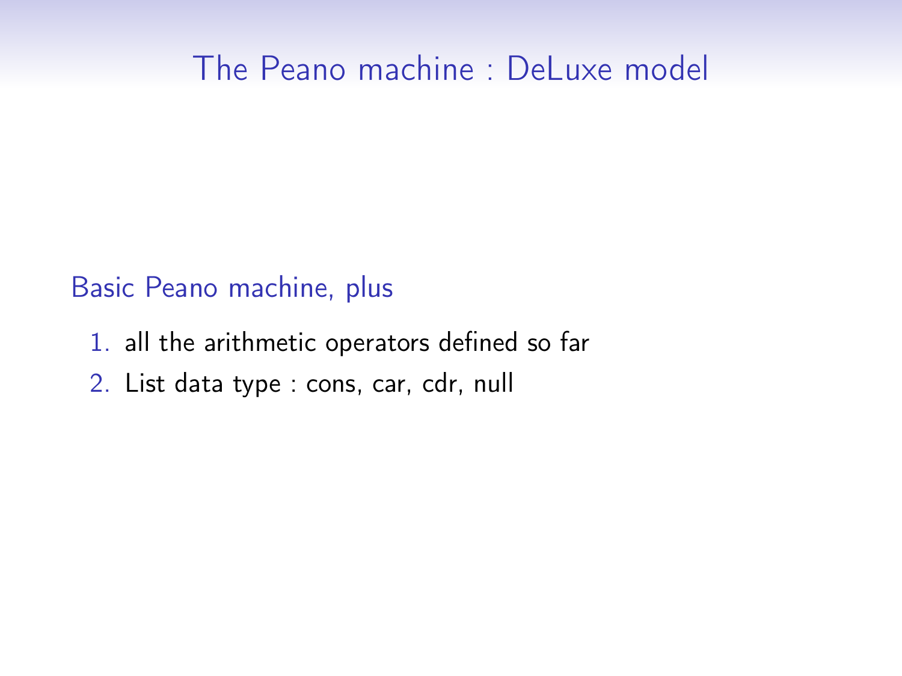# The Peano machine : DeLuxe model

Basic Peano machine, plus

1. all the arithmetic operators defined so far
2. List data type : cons, car, cdr, null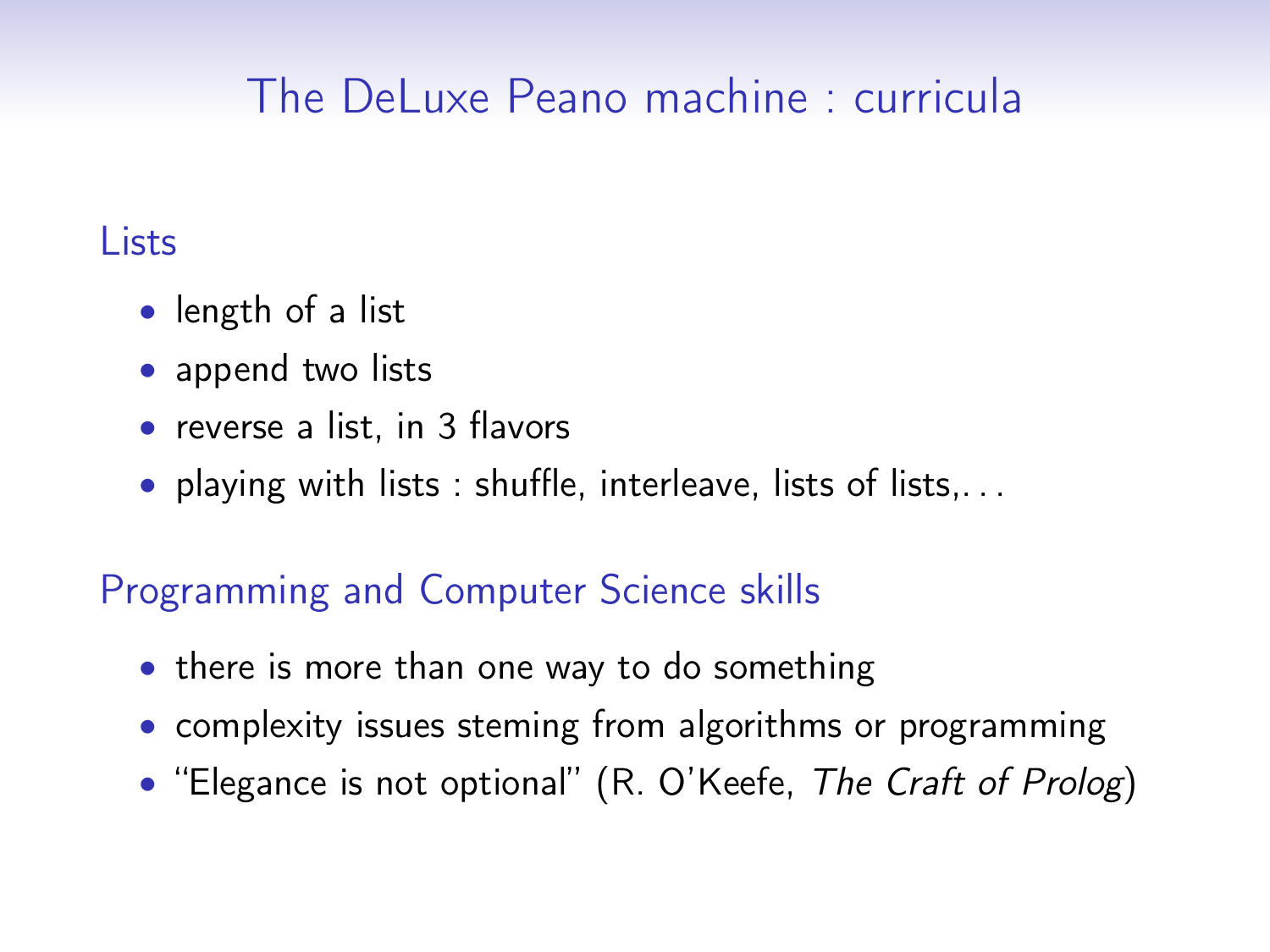# The DeLuxe Peano machine : curricula

## Lists

- length of a list
- append two lists
- reverse a list, in 3 flavors
- playing with lists : shuffle, interleave, lists of lists,. . .

## Programming and Computer Science skills

- there is more than one way to do something
- complexity issues steming from algorithms or programming
- "Elegance is not optional" (R. O'Keefe, *The Craft of Prolog*)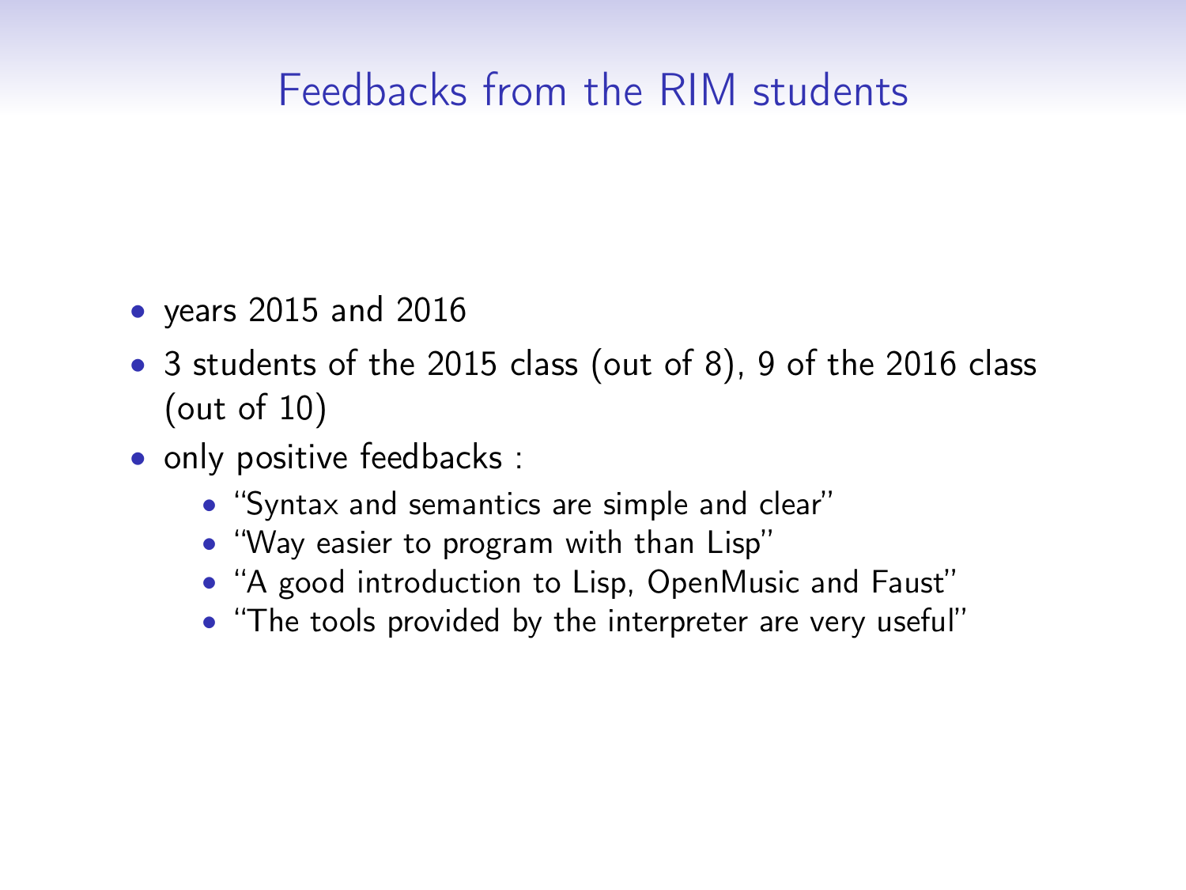# Feedbacks from the RIM students

- years 2015 and 2016
- 3 students of the 2015 class (out of 8), 9 of the 2016 class (out of 10)
- only positive feedbacks :
  - "Syntax and semantics are simple and clear"
  - "Way easier to program with than Lisp"
  - "A good introduction to Lisp, OpenMusic and Faust"
  - "The tools provided by the interpreter are very useful"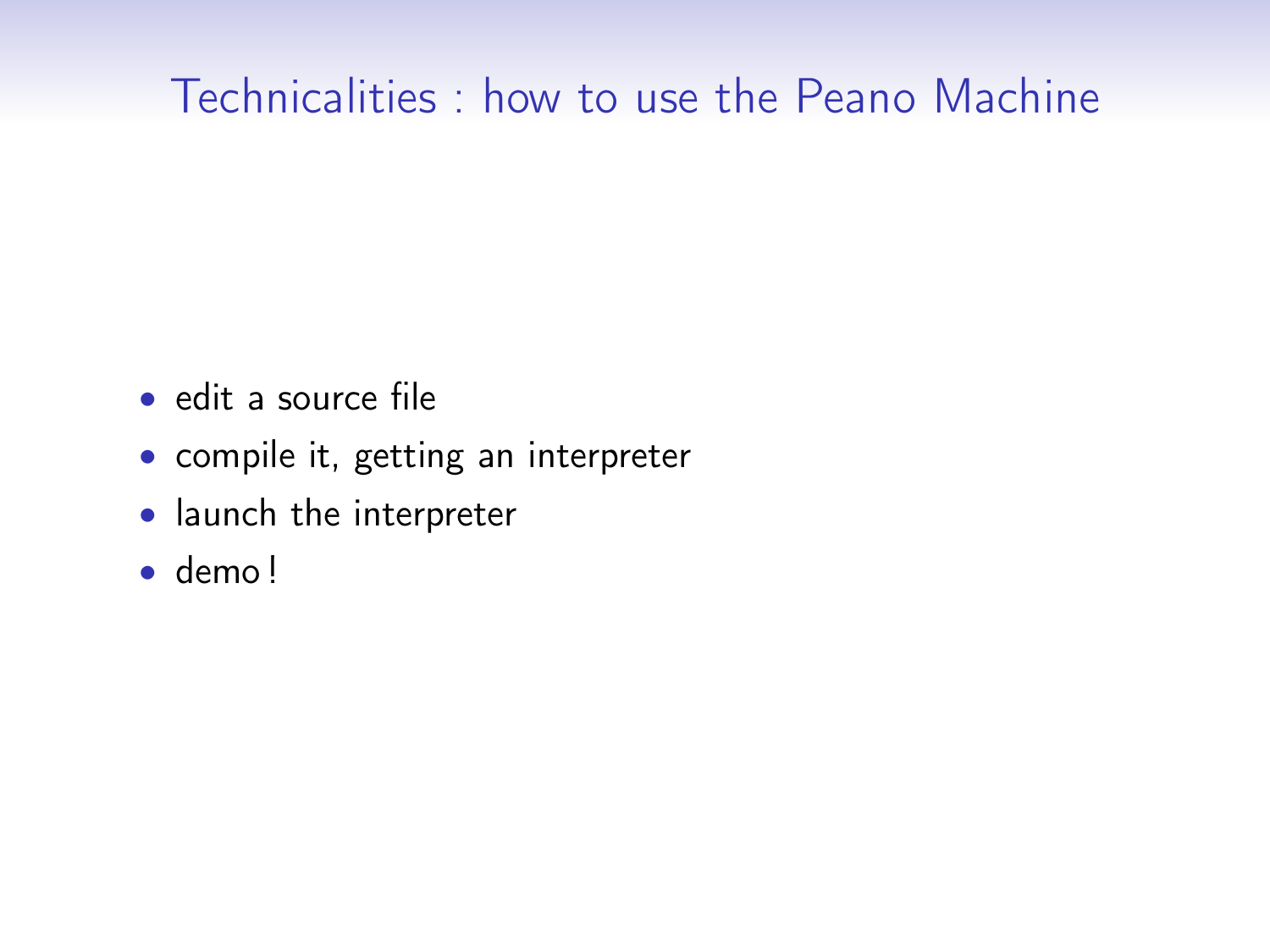# Technicalities : how to use the Peano Machine

- edit a source file
- compile it, getting an interpreter
- launch the interpreter
- demo !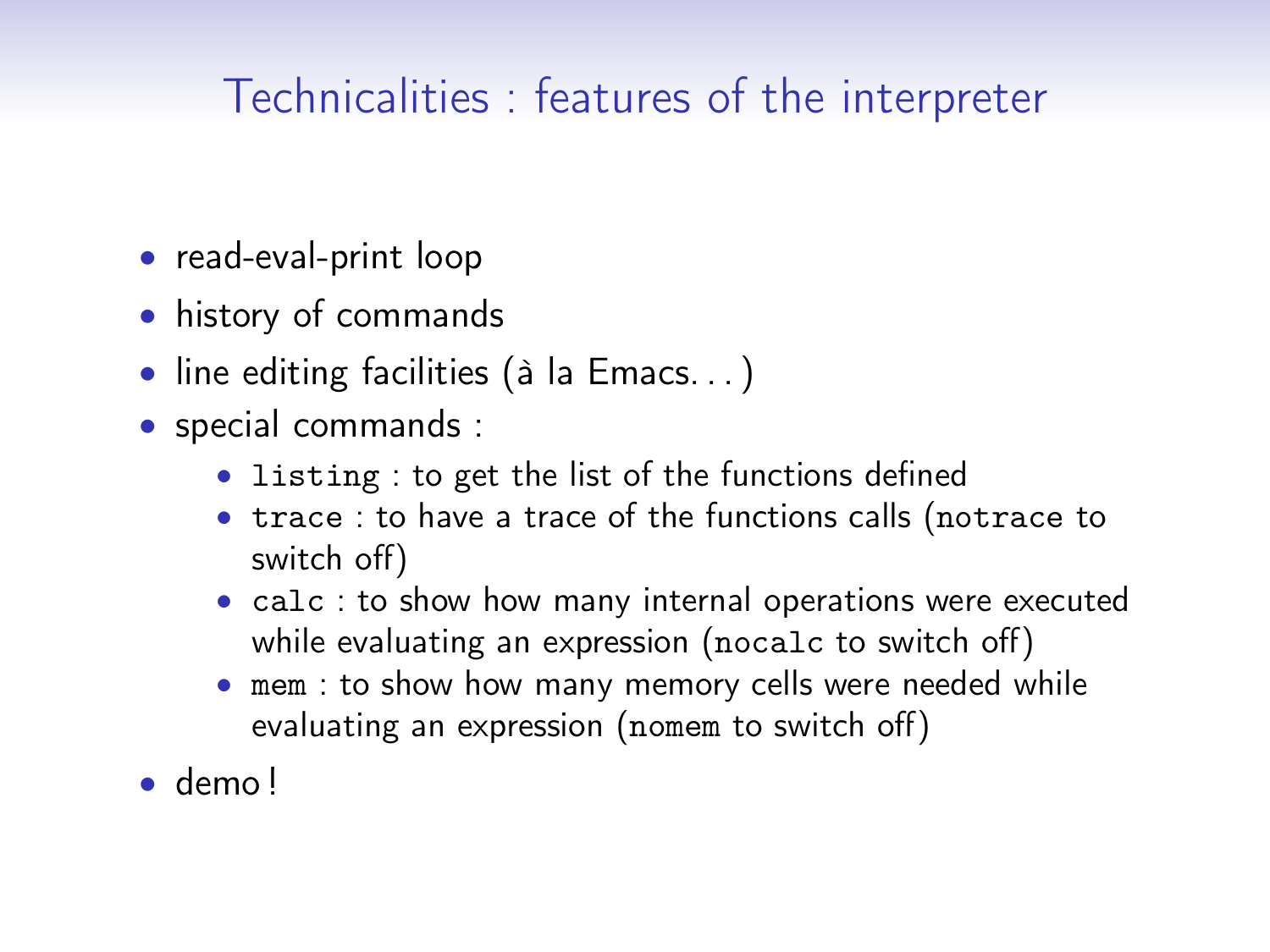## Technicalities : features of the interpreter

- read-eval-print loop
- history of commands
- line editing facilities (à la Emacs. . . )
- special commands :
  - `listing` : to get the list of the functions defined
  - `trace` : to have a trace of the functions calls (`notrace` to switch off)
  - `calc` : to show how many internal operations were executed while evaluating an expression (`nocalc` to switch off)
  - `mem` : to show how many memory cells were needed while evaluating an expression (`nomem` to switch off)
- demo !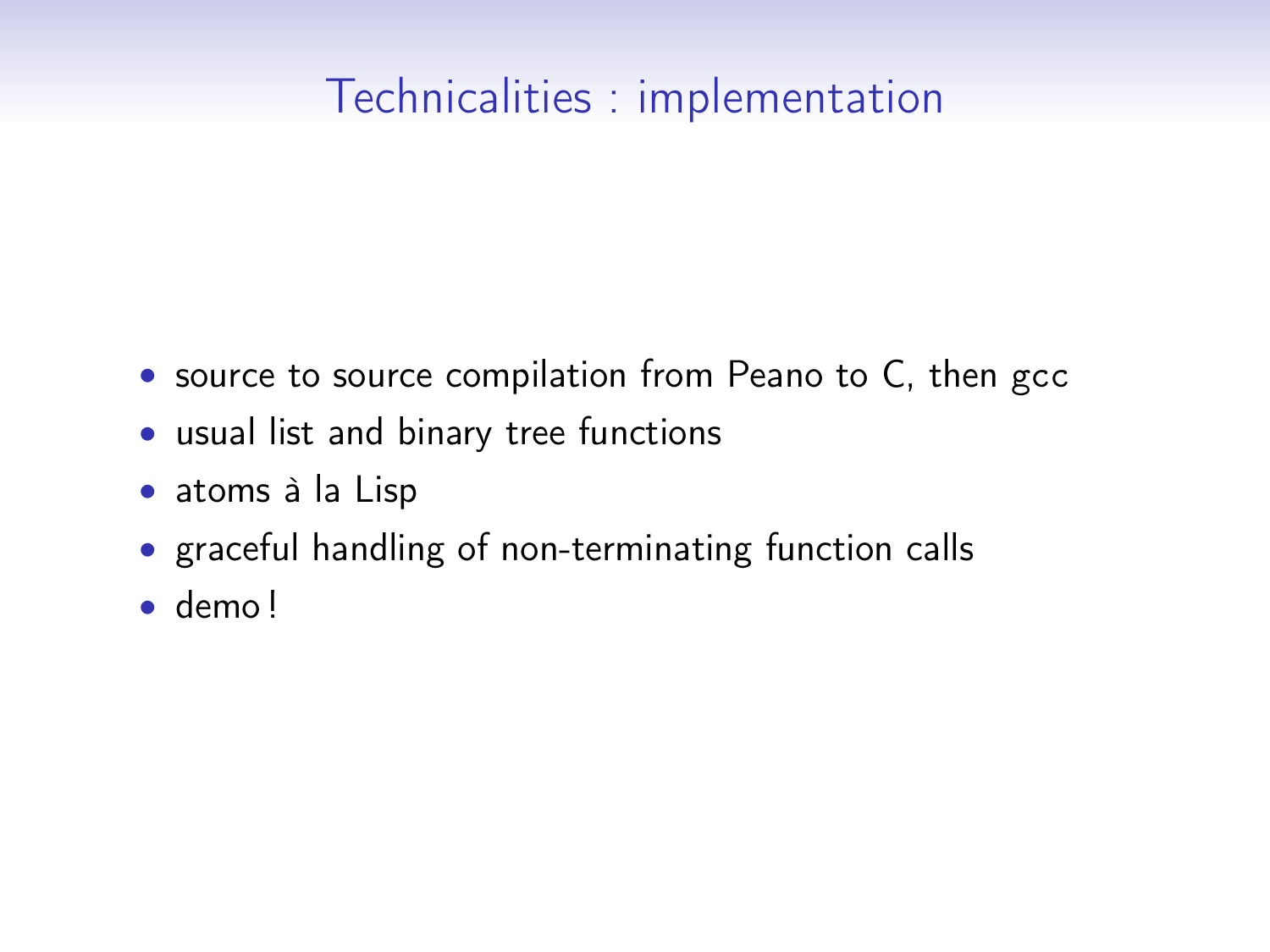# Technicalities : implementation

- source to source compilation from Peano to C, then gcc
- usual list and binary tree functions
- atoms à la Lisp
- graceful handling of non-terminating function calls
- demo !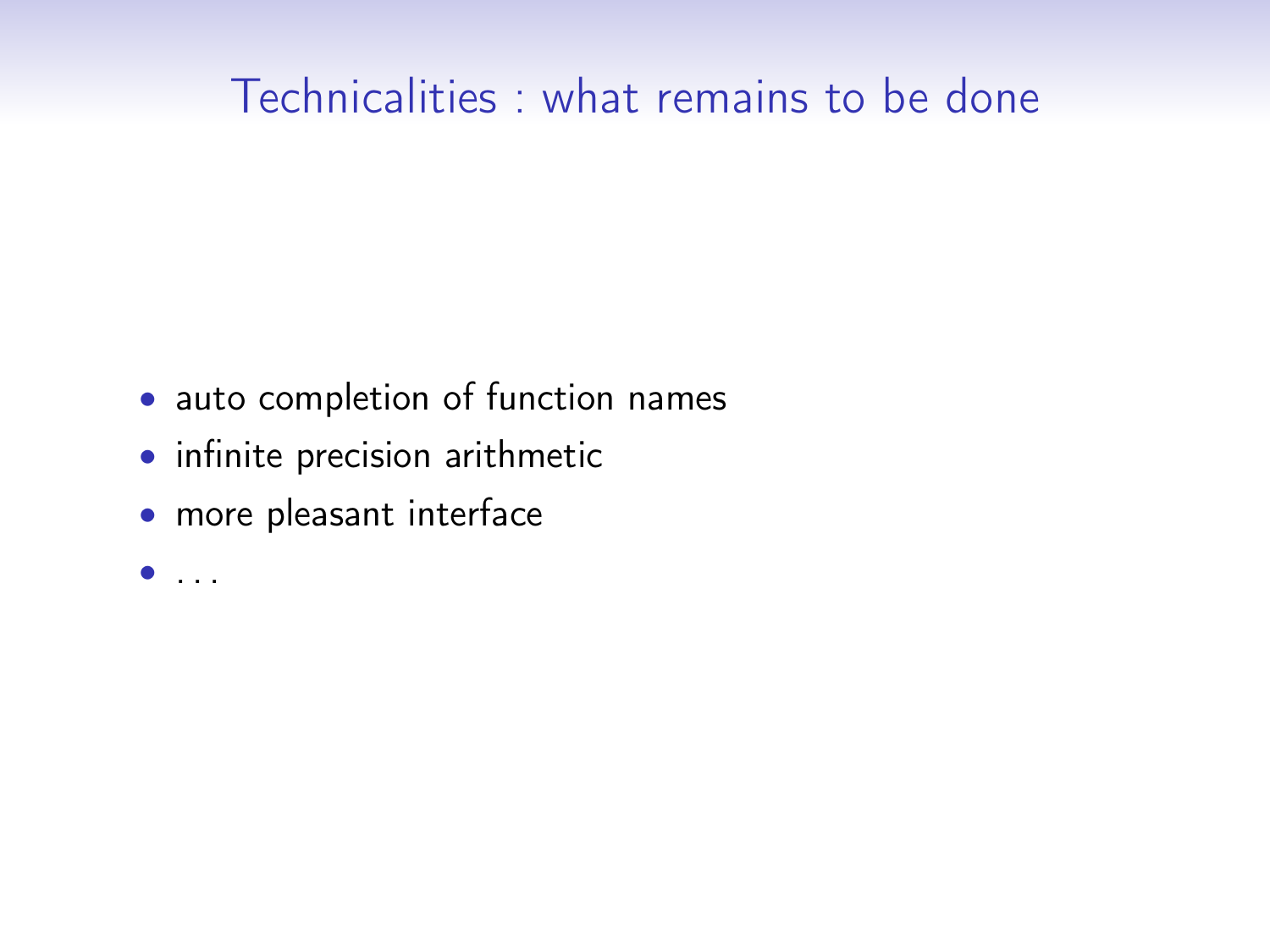# Technicalities : what remains to be done

- auto completion of function names
- infinite precision arithmetic
- more pleasant interface
- ...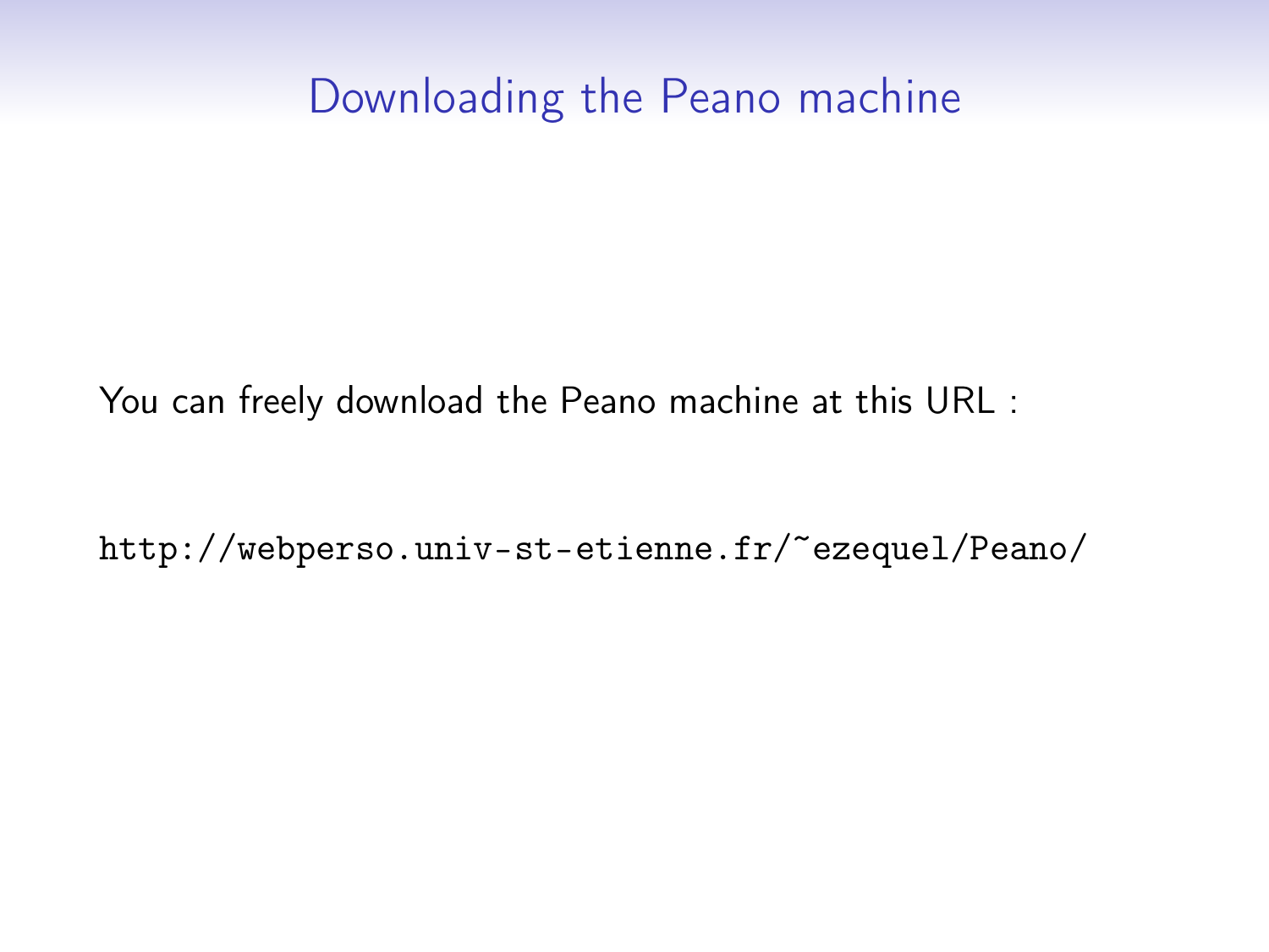# Downloading the Peano machine

You can freely download the Peano machine at this URL :

`http://webperso.univ-st-etienne.fr/~ezequel/Peano/`